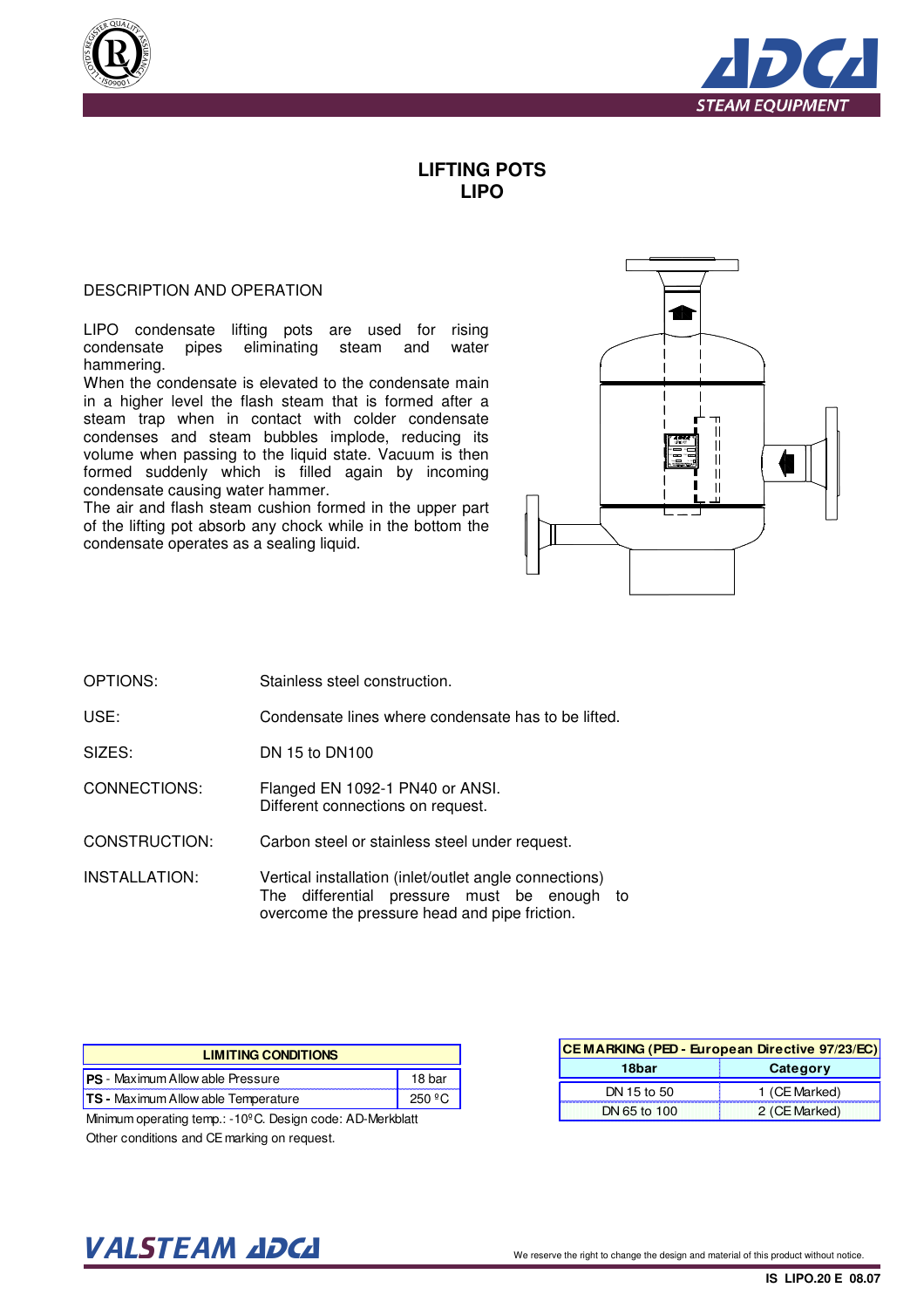# LIFTING POTS
# LIPO

## DESCRIPTION AND OPERATION

LIPO condensate lifting pots are used for rising condensate pipes eliminating steam and water hammering.
When the condensate is elevated to the condensate main in a higher level the flash steam that is formed after a steam trap when in contact with colder condensate condenses and steam bubbles implode, reducing its volume when passing to the liquid state. Vacuum is then formed suddenly which is filled again by incoming condensate causing water hammer.
The air and flash steam cushion formed in the upper part of the lifting pot absorb any chock while in the bottom the condensate operates as a sealing liquid.

OPTIONS: Stainless steel construction.

USE: Condensate lines where condensate has to be lifted.

SIZES: DN 15 to DN100

CONNECTIONS: Flanged EN 1092-1 PN40 or ANSI.
Different connections on request.

CONSTRUCTION: Carbon steel or stainless steel under request.

INSTALLATION: Vertical installation (inlet/outlet angle connections)
The differential pressure must be enough to overcome the pressure head and pipe friction.

| LIMITING CONDITIONS | |
|---|---|
| **PS** - Maximum Allowable Pressure | 18 bar |
| **TS** - Maximum Allowable Temperature | 250 ºC |

Minimum operating temp.: -10ºC. Design code: AD-Merkblatt
Other conditions and CE marking on request.

| CE MARKING (PED - European Directive 97/23/EC) | |
|---|---|
| **18bar** | **Category** |
| DN 15 to 50 | 1 (CE Marked) |
| DN 65 to 100 | 2 (CE Marked) |

We reserve the right to change the design and material of this product without notice.

IS LIPO.20 E 08.07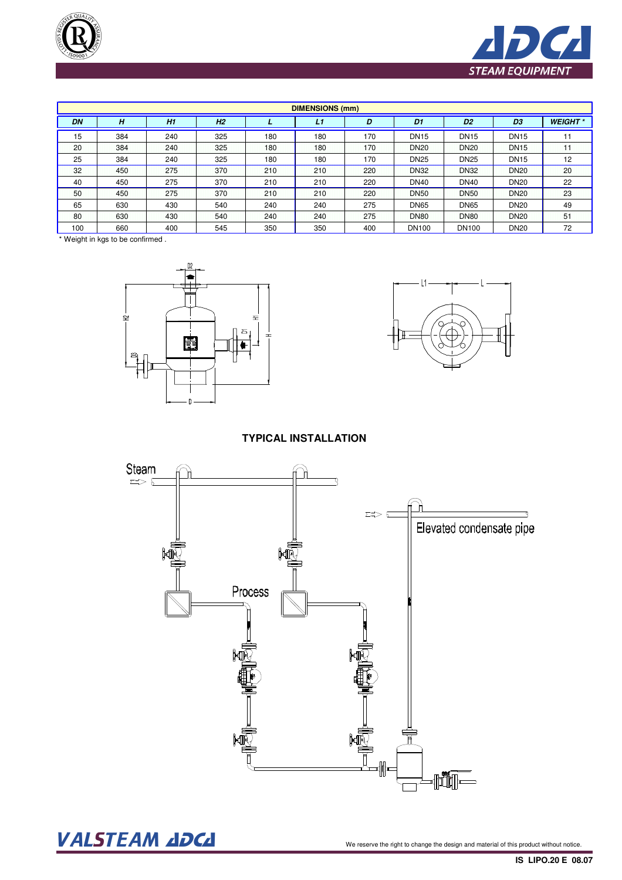| DIMENSIONS (mm) | | | | | | | | | | |
|---|---|---|---|---|---|---|---|---|---|---|
| ***DN*** | ***H*** | ***H1*** | ***H2*** | ***L*** | ***L1*** | ***D*** | ***D1*** | ***D2*** | ***D3*** | ***WEIGHT **** |
| 15 | 384 | 240 | 325 | 180 | 180 | 170 | DN15 | DN15 | DN15 | 11 |
| 20 | 384 | 240 | 325 | 180 | 180 | 170 | DN20 | DN20 | DN15 | 11 |
| 25 | 384 | 240 | 325 | 180 | 180 | 170 | DN25 | DN25 | DN15 | 12 |
| 32 | 450 | 275 | 370 | 210 | 210 | 220 | DN32 | DN32 | DN20 | 20 |
| 40 | 450 | 275 | 370 | 210 | 210 | 220 | DN40 | DN40 | DN20 | 22 |
| 50 | 450 | 275 | 370 | 210 | 210 | 220 | DN50 | DN50 | DN20 | 23 |
| 65 | 630 | 430 | 540 | 240 | 240 | 275 | DN65 | DN65 | DN20 | 49 |
| 80 | 630 | 430 | 540 | 240 | 240 | 275 | DN80 | DN80 | DN20 | 51 |
| 100 | 660 | 400 | 545 | 350 | 350 | 400 | DN100 | DN100 | DN20 | 72 |

* Weight in kgs to be confirmed .

D2

H2

H1

H

D1

D3

D

L1

L

## TYPICAL INSTALLATION

Steam

Elevated condensate pipe

Process

We reserve the right to change the design and material of this product without notice.

IS LIPO.20 E 08.07